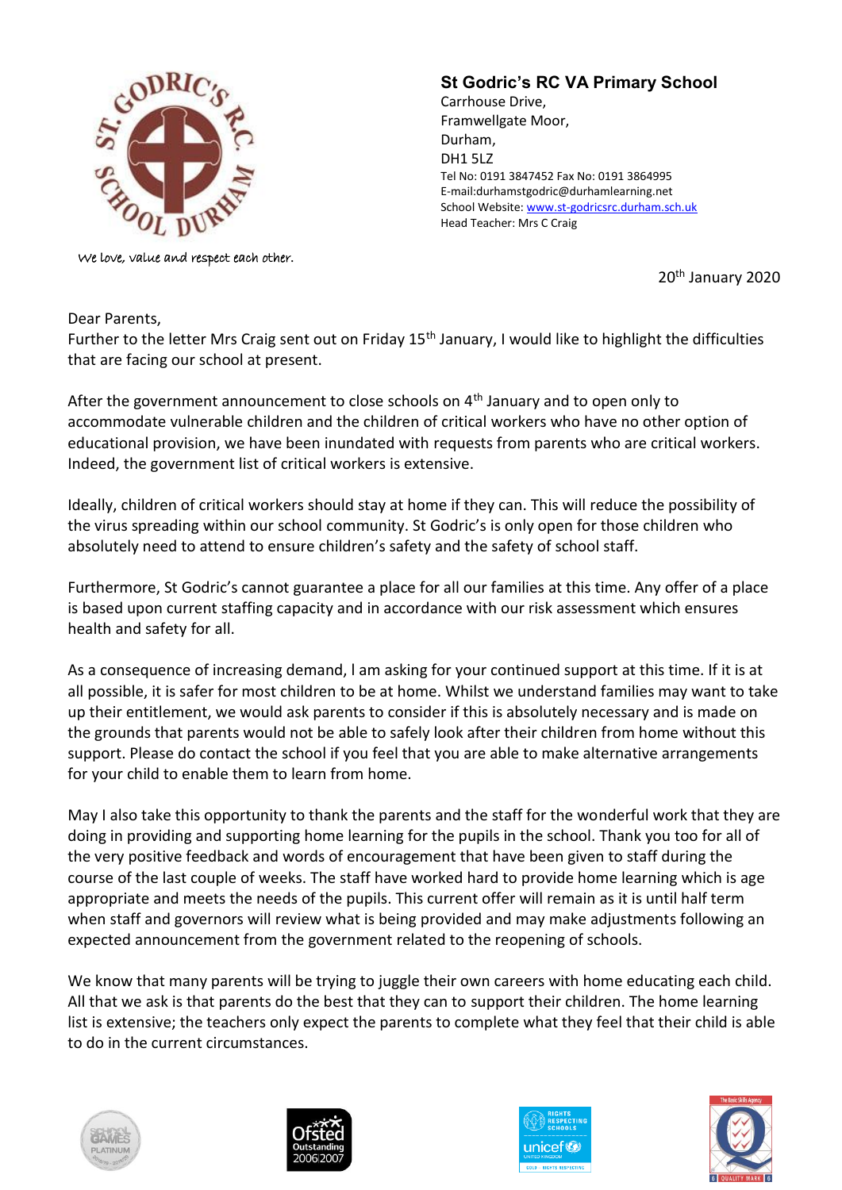We love, value and respect each other.

## St Godric's RC VA Primary School

Carrhouse Drive,
Framwellgate Moor,
Durham,
DH1 5LZ
Tel No: 0191 3847452 Fax No: 0191 3864995
E-mail:durhamstgodric@durhamlearning.net
School Website: www.st-godricsrc.durham.sch.uk
Head Teacher: Mrs C Craig

20th January 2020

Dear Parents,
Further to the letter Mrs Craig sent out on Friday 15th January, I would like to highlight the difficulties that are facing our school at present.

After the government announcement to close schools on 4th January and to open only to accommodate vulnerable children and the children of critical workers who have no other option of educational provision, we have been inundated with requests from parents who are critical workers. Indeed, the government list of critical workers is extensive.

Ideally, children of critical workers should stay at home if they can. This will reduce the possibility of the virus spreading within our school community. St Godric's is only open for those children who absolutely need to attend to ensure children's safety and the safety of school staff.

Furthermore, St Godric's cannot guarantee a place for all our families at this time. Any offer of a place is based upon current staffing capacity and in accordance with our risk assessment which ensures health and safety for all.

As a consequence of increasing demand, I am asking for your continued support at this time. If it is at all possible, it is safer for most children to be at home. Whilst we understand families may want to take up their entitlement, we would ask parents to consider if this is absolutely necessary and is made on the grounds that parents would not be able to safely look after their children from home without this support. Please do contact the school if you feel that you are able to make alternative arrangements for your child to enable them to learn from home.

May I also take this opportunity to thank the parents and the staff for the wonderful work that they are doing in providing and supporting home learning for the pupils in the school. Thank you too for all of the very positive feedback and words of encouragement that have been given to staff during the course of the last couple of weeks. The staff have worked hard to provide home learning which is age appropriate and meets the needs of the pupils. This current offer will remain as it is until half term when staff and governors will review what is being provided and may make adjustments following an expected announcement from the government related to the reopening of schools.

We know that many parents will be trying to juggle their own careers with home educating each child. All that we ask is that parents do the best that they can to support their children. The home learning list is extensive; the teachers only expect the parents to complete what they feel that their child is able to do in the current circumstances.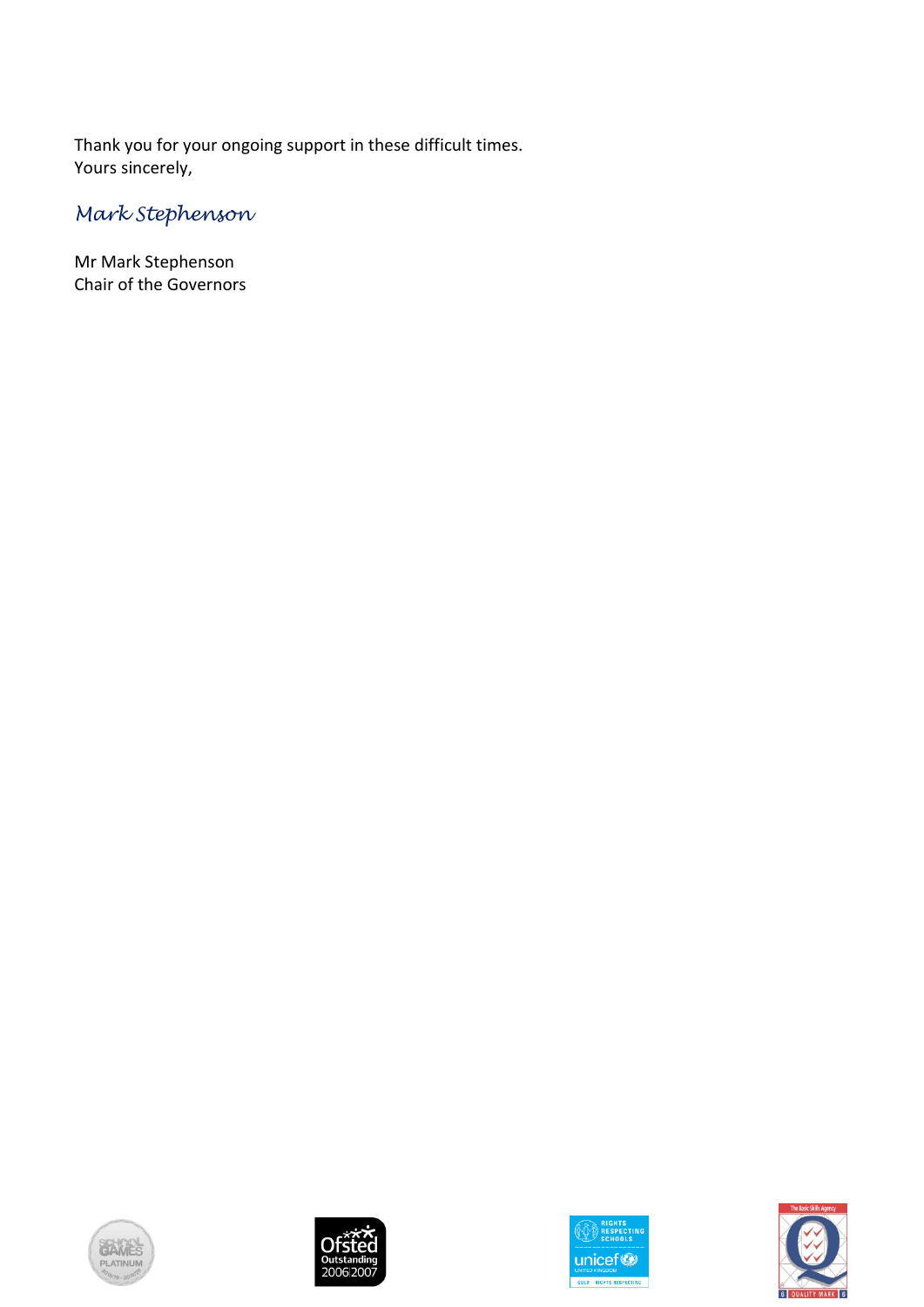Thank you for your ongoing support in these difficult times.
Yours sincerely,

*Mark Stephenson*

Mr Mark Stephenson
Chair of the Governors